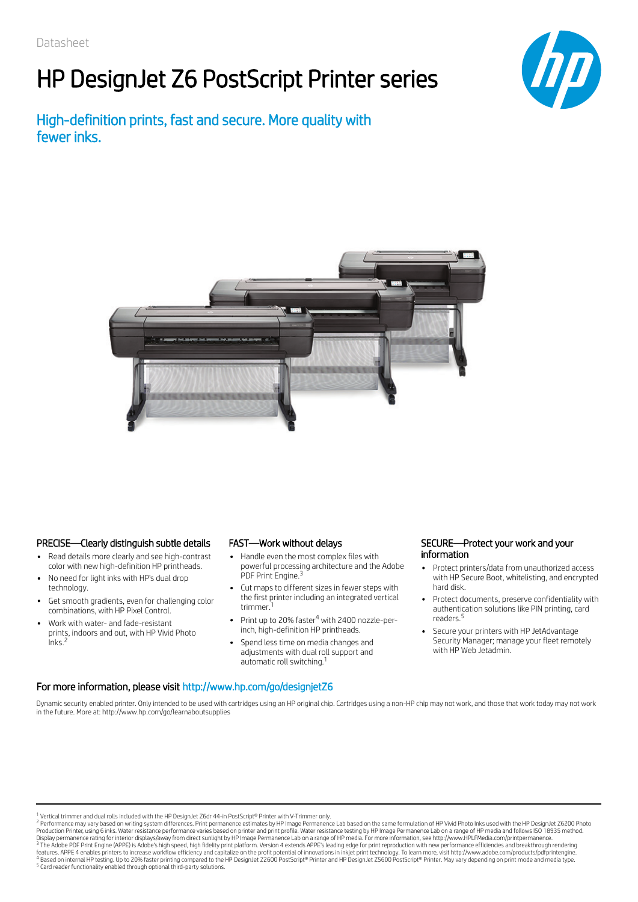Datasheet

# HP DesignJet Z6 PostScript Printer series

## High-definition prints, fast and secure. More quality with fewer inks.

### PRECISE—Clearly distinguish subtle details

- Read details more clearly and see high-contrast color with new high-definition HP printheads.
- No need for light inks with HP's dual drop technology.
- Get smooth gradients, even for challenging color combinations, with HP Pixel Control.
- Work with water- and fade-resistant prints, indoors and out, with HP Vivid Photo Inks.[2]

### FAST—Work without delays

- Handle even the most complex files with powerful processing architecture and the Adobe PDF Print Engine.[3]
- Cut maps to different sizes in fewer steps with the first printer including an integrated vertical trimmer.[1]
- Print up to 20% faster[4] with 2400 nozzle-per-inch, high-definition HP printheads.
- Spend less time on media changes and adjustments with dual roll support and automatic roll switching.[1]

### SECURE—Protect your work and your information

- Protect printers/data from unauthorized access with HP Secure Boot, whitelisting, and encrypted hard disk.
- Protect documents, preserve confidentiality with authentication solutions like PIN printing, card readers.[5]
- Secure your printers with HP JetAdvantage Security Manager; manage your fleet remotely with HP Web Jetadmin.

### For more information, please visit http://www.hp.com/go/designjetZ6

Dynamic security enabled printer. Only intended to be used with cartridges using an HP original chip. Cartridges using a non-HP chip may not work, and those that work today may not work in the future. More at: http://www.hp.com/go/learnaboutsupplies

---

[1] Vertical trimmer and dual rolls included with the HP DesignJet Z6dr 44-in PostScript® Printer with V-Trimmer only.
[2] Performance may vary based on writing system differences. Print permanence estimates by HP Image Permanence Lab based on the same formulation of HP Vivid Photo Inks used with the HP DesignJet Z6200 Photo Production Printer, using 6 inks. Water resistance performance varies based on printer and print profile. Water resistance testing by HP Image Permanence Lab on a range of HP media and follows ISO 18935 method. Display permanence rating for interior displays/away from direct sunlight by HP Image Permanence Lab on a range of HP media. For more information, see http://www.HPLFMedia.com/printpermanence.
[3] The Adobe PDF Print Engine (APPE) is Adobe's high speed, high fidelity print platform. Version 4 extends APPE's leading edge for print reproduction with new performance efficiencies and breakthrough rendering features. APPE 4 enables printers to increase workflow efficiency and capitalize on the profit potential of innovations in inkjet print technology. To learn more, visit http://www.adobe.com/products/pdfprintengine.
[4] Based on internal HP testing. Up to 20% faster printing compared to the HP DesignJet Z2600 PostScript® Printer and HP DesignJet Z5600 PostScript® Printer. May vary depending on print mode and media type.
[5] Card reader functionality enabled through optional third-party solutions.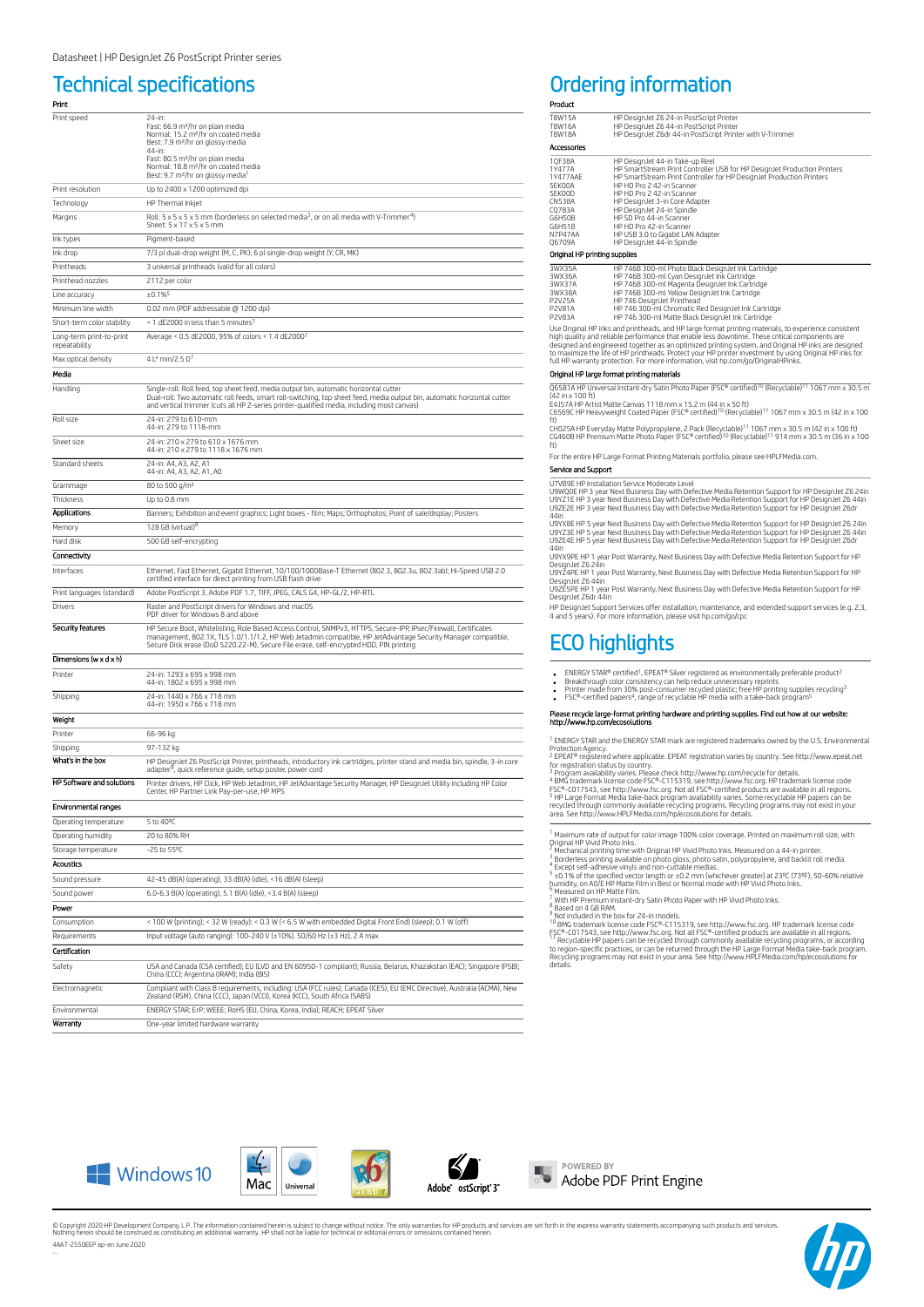# Technical specifications

| | |
|---|---|
| **Print** | |
| Print speed | 24-in:<br>Fast: 66.9 m²/hr on plain media<br>Normal: 15.2 m²/hr on coated media<br>Best: 7.9 m²/hr on glossy media<br>44-in:<br>Fast: 80.5 m²/hr on plain media<br>Normal: 18.8 m²/hr on coated media<br>Best: 9.7 m²/hr on glossy media[1] |
| Print resolution | Up to 2400 x 1200 optimized dpi |
| Technology | HP Thermal Inkjet |
| Margins | Roll: 5 x 5 x 5 x 5 mm (borderless on selected media[3], or on all media with V-Trimmer[4])<br>Sheet: 5 x 17 x 5 x 5 mm |
| Ink types | Pigment-based |
| Ink drop | 7/3 pl dual-drop weight (M, C, PK); 6 pl single-drop weight (Y, CR, MK) |
| Printheads | 3 universal printheads (valid for all colors) |
| Printhead nozzles | 2112 per color |
| Line accuracy | ±0.1%[5] |
| Minimum line width | 0.02 mm (PDF addressable @ 1200 dpi) |
| Short-term color stability | < 1 dE2000 in less than 5 minutes[7] |
| Long-term print-to-print repeatability | Average < 0.5 dE2000, 95% of colors < 1.4 dE2000[7] |
| Max optical density | 4 L* min/2.5 D[7] |
| **Media** | |
| Handling | Single-roll: Roll feed, top sheet feed, media output bin, automatic horizontal cutter<br>Dual-roll: Two automatic roll feeds, smart roll-switching, top sheet feed, media output bin, automatic horizontal cutter and vertical trimmer (cuts all HP Z-series printer-qualified media, including most canvas) |
| Roll size | 24-in: 279 to 610 mm<br>44-in: 279 to 1118 mm |
| Sheet size | 24-in: 210 x 279 to 610 x 1676 mm<br>44-in: 210 x 279 to 1118 x 1676 mm |
| Standard sheets | 24-in: A4, A3, A2, A1<br>44-in: A4, A3, A2, A1, A0 |
| Grammage | 80 to 500 g/m² |
| Thickness | Up to 0.8 mm |
| **Applications** | Banners; Exhibition and event graphics; Light boxes - film; Maps; Orthophotos; Point of sale/display; Posters |
| Memory | 128 GB (virtual)[8] |
| Hard disk | 500 GB self-encrypting |
| **Connectivity** | |
| Interfaces | Ethernet, Fast Ethernet, Gigabit Ethernet, 10/100/1000Base-T Ethernet (802.3, 802.3u, 802.3ab); Hi-Speed USB 2.0 certified interface for direct printing from USB flash drive |
| Print languages (standard) | Adobe PostScript 3, Adobe PDF 1.7, TIFF, JPEG, CALS G4, HP-GL/2, HP-RTL |
| Drivers | Raster and PostScript drivers for Windows and macOS<br>PDF driver for Windows 8 and above |
| **Security features** | HP Secure Boot, Whitelisting, Role Based Access Control, SNMPv3, HTTPS, Secure-IPP, IPsec/Firewall, Certificates management, 802.1X, TLS 1.0/1.1/1.2, HP Web Jetadmin compatible, HP JetAdvantage Security Manager compatible, Secure Disk erase (DoD 5220.22-M), Secure File erase, self-encrypted HDD, PIN printing |
| **Dimensions (w x d x h)** | |
| Printer | 24-in: 1293 x 695 x 998 mm<br>44-in: 1802 x 695 x 998 mm |
| Shipping | 24-in: 1440 x 766 x 718 mm<br>44-in: 1950 x 766 x 718 mm |
| **Weight** | |
| Printer | 66-96 kg |
| Shipping | 97-132 kg |
| **What's in the box** | HP DesignJet Z6 PostScript Printer, printheads, introductory ink cartridges, printer stand and media bin, spindle, 3-in core adapter[9], quick reference guide, setup poster, power cord |
| **HP Software and solutions** | Printer drivers, HP Click, HP Web Jetadmin, HP JetAdvantage Security Manager, HP DesignJet Utility including HP Color Center, HP Partner Link Pay-per-use, HP MPS |
| **Environmental ranges** | |
| Operating temperature | 5 to 40ºC |
| Operating humidity | 20 to 80% RH |
| Storage temperature | -25 to 55ºC |
| **Acoustics** | |
| Sound pressure | 42-45 dB(A) (operating), 33 dB(A) (idle), <16 dB(A) (sleep) |
| Sound power | 6.0-6.3 B(A) (operating), 5.1 B(A) (idle), <3.4 B(A) (sleep) |
| **Power** | |
| Consumption | < 100 W (printing); < 32 W (ready); < 0.3 W (< 6.5 W with embedded Digital Front End) (sleep); 0.1 W (off) |
| Requirements | Input voltage (auto ranging): 100-240 V (±10%), 50/60 Hz (±3 Hz), 2 A max |
| **Certification** | |
| Safety | USA and Canada (CSA certified); EU (LVD and EN 60950-1 compliant); Russia, Belarus, Kazakhstan (EAC); Singapore (PSB); China (CCC); Argentina (IRAM); India (BIS) |
| Electromagnetic | Compliant with Class B requirements, including: USA (FCC rules), Canada (ICES), EU (EMC Directive), Australia (ACMA), New Zealand (RSM), China (CCC), Japan (VCCI), Korea (KCC), South Africa (SABS) |
| Environmental | ENERGY STAR; ErP; WEEE; RoHS (EU, China, Korea, India); REACH; EPEAT Silver |
| **Warranty** | One-year limited hardware warranty |

# Ordering information

| | |
|---|---|
| **Product** | |
| T8W15A | HP DesignJet Z6 24-in PostScript Printer |
| T8W16A | HP DesignJet Z6 44-in PostScript Printer |
| T8W18A | HP DesignJet Z6dr 44-in PostScript Printer with V-Trimmer |
| **Accessories** | |
| 1QF38A | HP DesignJet 44-in Take-up Reel |
| 1Y477A | HP SmartStream Print Controller USB for HP DesignJet Production Printers |
| 1Y477AAE | HP SmartStream Print Controller for HP DesignJet Production Printers |
| 5EK00A | HP HD Pro 2 42-in Scanner |
| 5EK00D | HP HD Pro 2 42-in Scanner |
| CN538A | HP DesignJet 3-in Core Adapter |
| CQ783A | HP DesignJet 24-in Spindle |
| G6H50B | HP SD Pro 44-in Scanner |
| G6H51B | HP HD Pro 42-in Scanner |
| N7P47AA | HP USB 3.0 to Gigabit LAN Adapter |
| Q6709A | HP DesignJet 44-in Spindle |
| **Original HP printing supplies** | |
| 3WX35A | HP 746B 300-ml Photo Black DesignJet Ink Cartridge |
| 3WX36A | HP 746B 300-ml Cyan DesignJet Ink Cartridge |
| 3WX37A | HP 746B 300-ml Magenta DesignJet Ink Cartridge |
| 3WX38A | HP 746B 300-ml Yellow DesignJet Ink Cartridge |
| P2V25A | HP 746 DesignJet Printhead |
| P2V81A | HP 746 300-ml Chromatic Red DesignJet Ink Cartridge |
| P2V83A | HP 746 300-ml Matte Black DesignJet Ink Cartridge |

Use Original HP inks and printheads, and HP large format printing materials, to experience consistent high quality and reliable performance that enable less downtime. These critical components are designed and engineered together as an optimized printing system, and Original HP inks are designed to maximize the life of HP printheads. Protect your HP printer investment by using Original HP inks for full HP warranty protection. For more information, visit hp.com/go/OriginalHPinks.

**Original HP large format printing materials**

Q6581A HP Universal Instant-dry Satin Photo Paper (FSC® certified)[10] (Recyclable)[11] 1067 mm x 30.5 m (42 in x 100 ft)
E4J57A HP Artist Matte Canvas 1118 mm x 15.2 m (44 in x 50 ft)
C6569C HP Heavyweight Coated Paper (FSC® certified)[10] (Recyclable)[11] 1067 mm x 30.5 m (42 in x 100 ft)
CH025A HP Everyday Matte Polypropylene, 2 Pack (Recyclable)[11] 1067 mm x 30.5 m (42 in x 100 ft)
CG460B HP Premium Matte Photo Paper (FSC® certified)[10] (Recyclable)[11] 914 mm x 30.5 m (36 in x 100 ft)

For the entire HP Large Format Printing Materials portfolio, please see HPLFMedia.com.

**Service and Support**

U7VB9E HP Installation Service Moderate Level
U9WQ0E HP 3 year Next Business Day with Defective Media Retention Support for HP DesignJet Z6 24in
U9YZ1E HP 3 year Next Business Day with Defective Media Retention Support for HP DesignJet Z6 44in
U9ZE2E HP 3 year Next Business Day with Defective Media Retention Support for HP DesignJet Z6dr 44in
U9YX8E HP 5 year Next Business Day with Defective Media Retention Support for HP DesignJet Z6 24in
U9YZ3E HP 5 year Next Business Day with Defective Media Retention Support for HP DesignJet Z6 44in
U9ZE4E HP 5 year Next Business Day with Defective Media Retention Support for HP DesignJet Z6dr 44in
U9YX9PE HP 1 year Post Warranty, Next Business Day with Defective Media Retention Support for HP DesignJet Z6 24in
U9YZ4PE HP 1 year Post Warranty, Next Business Day with Defective Media Retention Support for HP DesignJet Z6 44in
U9ZE5PE HP 1 year Post Warranty, Next Business Day with Defective Media Retention Support for HP DesignJet Z6dr 44in

HP DesignJet Support Services offer installation, maintenance, and extended support services (e.g. 2,3, 4 and 5 years). For more information, please visit hp.com/go/cpc

# ECO highlights

- ENERGY STAR® certified[1], EPEAT® Silver registered as environmentally preferable product[2]
- Breakthrough color consistency can help reduce unnecessary reprints
- Printer made from 30% post-consumer recycled plastic; free HP printing supplies recycling[3]
- FSC®-certified papers[4], range of recyclable HP media with a take-back program[5]

**Please recycle large-format printing hardware and printing supplies. Find out how at our website: http://www.hp.com/ecosolutions**

[1] ENERGY STAR and the ENERGY STAR mark are registered trademarks owned by the U.S. Environmental Protection Agency.
[2] EPEAT® registered where applicable. EPEAT registration varies by country. See http://www.epeat.net for registration status by country.
[3] Program availability varies. Please check http://www.hp.com/recycle for details.
[4] BMG trademark license code FSC®-C115319, see http://www.fsc.org. HP trademark license code FSC®-C017543, see http://www.fsc.org. Not all FSC®-certified products are available in all regions.
[5] HP Large Format Media take-back program availability varies. Some recyclable HP papers can be recycled through commonly available recycling programs. Recycling programs may not exist in your area. See http://www.HPLFMedia.com/hp/ecosolutions for details.

[1] Maximum rate of output for color image 100% color coverage. Printed on maximum roll size, with Original HP Vivid Photo Inks.
[2] Mechanical printing time with Original HP Vivid Photo Inks. Measured on a 44-in printer.
[3] Borderless printing available on photo gloss, photo satin, polypropylene, and backlit roll media.
[4] Except self-adhesive vinyls and non-cuttable medias.
[5] ±0.1% of the specified vector length or ±0.2 mm (whichever greater) at 23ºC (73ºF), 50-60% relative humidity, on A0/E HP Matte Film in Best or Normal mode with HP Vivid Photo Inks.
[6] Measured on HP Matte Film.
[7] With HP Premium Instant-dry Satin Photo Paper with HP Vivid Photo Inks.
[8] Based on 4 GB RAM.
[9] Not included in the box for 24-in models.
[10] BMG trademark license code FSC®-C115319, see http://www.fsc.org. HP trademark license code FSC®-C017543, see http://www.fsc.org. Not all FSC®-certified products are available in all regions.
[11] Recyclable HP papers can be recycled through commonly available recycling programs, or according to region-specific practices, or can be returned through the HP Large Format Media take-back program. Recycling programs may not exist in your area. See http://www.HPLFMedia.com/hp/ecosolutions for details.

Windows 10 | Mac | Universal | Adobe PostScript 3 | POWERED BY Adobe PDF Print Engine

© Copyright 2020 HP Development Company, L.P. The information contained herein is subject to change without notice. The only warranties for HP products and services are set forth in the express warranty statements accompanying such products and services. Nothing herein should be construed as constituting an additional warranty. HP shall not be liable for technical or editorial errors or omissions contained herein.

4AA7-2550EEP ap-en June 2020